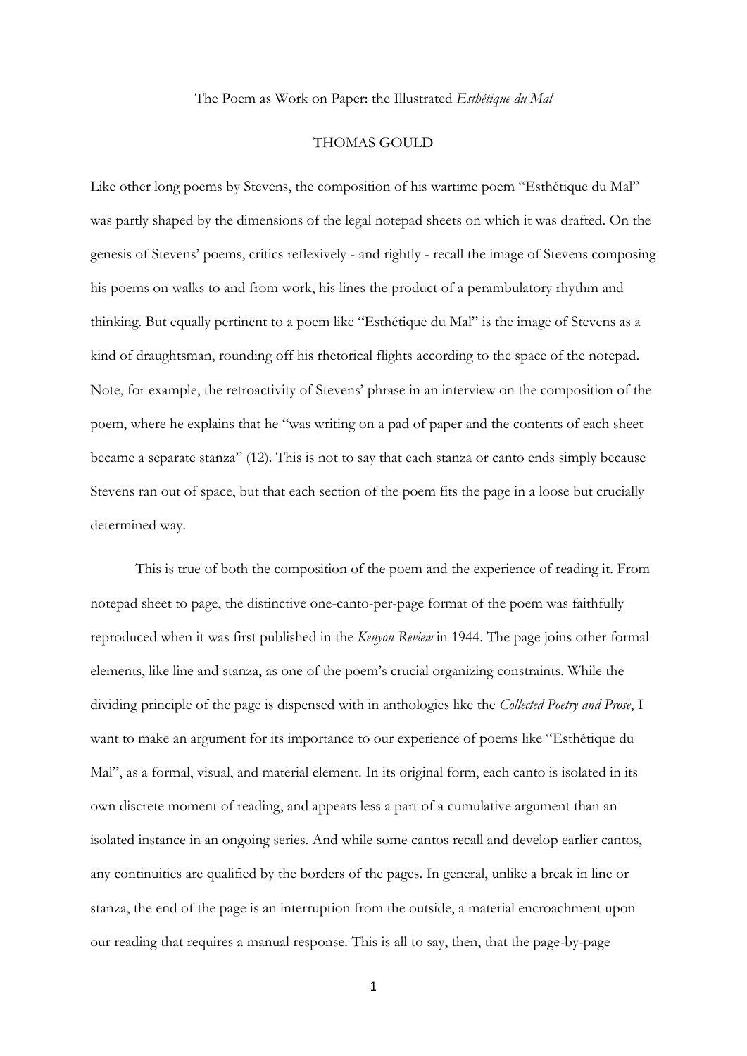# The Poem as Work on Paper: the Illustrated *Esthétique du Mal*

## THOMAS GOULD

Like other long poems by Stevens, the composition of his wartime poem "Esthétique du Mal" was partly shaped by the dimensions of the legal notepad sheets on which it was drafted. On the genesis of Stevens' poems, critics reflexively - and rightly - recall the image of Stevens composing his poems on walks to and from work, his lines the product of a perambulatory rhythm and thinking. But equally pertinent to a poem like "Esthétique du Mal" is the image of Stevens as a kind of draughtsman, rounding off his rhetorical flights according to the space of the notepad. Note, for example, the retroactivity of Stevens' phrase in an interview on the composition of the poem, where he explains that he "was writing on a pad of paper and the contents of each sheet became a separate stanza" (12). This is not to say that each stanza or canto ends simply because Stevens ran out of space, but that each section of the poem fits the page in a loose but crucially determined way.

This is true of both the composition of the poem and the experience of reading it. From notepad sheet to page, the distinctive one-canto-per-page format of the poem was faithfully reproduced when it was first published in the *Kenyon Review* in 1944. The page joins other formal elements, like line and stanza, as one of the poem's crucial organizing constraints. While the dividing principle of the page is dispensed with in anthologies like the *Collected Poetry and Prose*, I want to make an argument for its importance to our experience of poems like "Esthétique du Mal", as a formal, visual, and material element. In its original form, each canto is isolated in its own discrete moment of reading, and appears less a part of a cumulative argument than an isolated instance in an ongoing series. And while some cantos recall and develop earlier cantos, any continuities are qualified by the borders of the pages. In general, unlike a break in line or stanza, the end of the page is an interruption from the outside, a material encroachment upon our reading that requires a manual response. This is all to say, then, that the page-by-page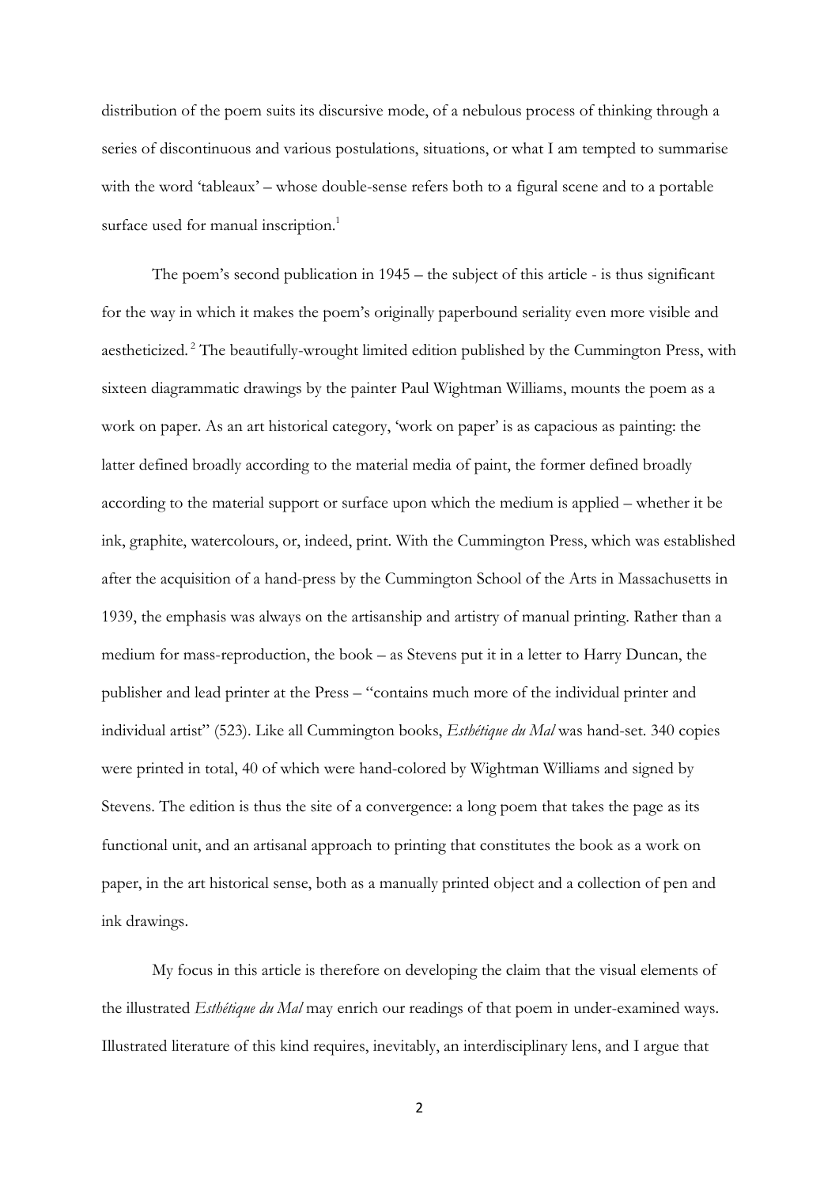distribution of the poem suits its discursive mode, of a nebulous process of thinking through a series of discontinuous and various postulations, situations, or what I am tempted to summarise with the word 'tableaux' – whose double-sense refers both to a figural scene and to a portable surface used for manual inscription.[1]

The poem's second publication in 1945 – the subject of this article - is thus significant for the way in which it makes the poem's originally paperbound seriality even more visible and aestheticized.[2] The beautifully-wrought limited edition published by the Cummington Press, with sixteen diagrammatic drawings by the painter Paul Wightman Williams, mounts the poem as a work on paper. As an art historical category, 'work on paper' is as capacious as painting: the latter defined broadly according to the material media of paint, the former defined broadly according to the material support or surface upon which the medium is applied – whether it be ink, graphite, watercolours, or, indeed, print. With the Cummington Press, which was established after the acquisition of a hand-press by the Cummington School of the Arts in Massachusetts in 1939, the emphasis was always on the artisanship and artistry of manual printing. Rather than a medium for mass-reproduction, the book – as Stevens put it in a letter to Harry Duncan, the publisher and lead printer at the Press – "contains much more of the individual printer and individual artist" (523). Like all Cummington books, *Esthétique du Mal* was hand-set. 340 copies were printed in total, 40 of which were hand-colored by Wightman Williams and signed by Stevens. The edition is thus the site of a convergence: a long poem that takes the page as its functional unit, and an artisanal approach to printing that constitutes the book as a work on paper, in the art historical sense, both as a manually printed object and a collection of pen and ink drawings.

My focus in this article is therefore on developing the claim that the visual elements of the illustrated *Esthétique du Mal* may enrich our readings of that poem in under-examined ways. Illustrated literature of this kind requires, inevitably, an interdisciplinary lens, and I argue that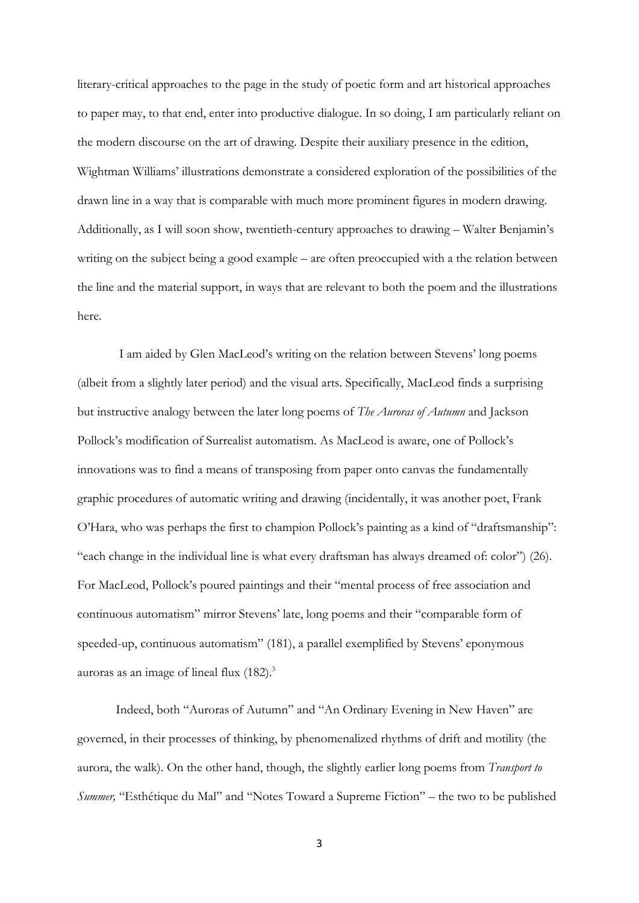literary-critical approaches to the page in the study of poetic form and art historical approaches to paper may, to that end, enter into productive dialogue. In so doing, I am particularly reliant on the modern discourse on the art of drawing. Despite their auxiliary presence in the edition, Wightman Williams' illustrations demonstrate a considered exploration of the possibilities of the drawn line in a way that is comparable with much more prominent figures in modern drawing. Additionally, as I will soon show, twentieth-century approaches to drawing – Walter Benjamin's writing on the subject being a good example – are often preoccupied with a the relation between the line and the material support, in ways that are relevant to both the poem and the illustrations here.

I am aided by Glen MacLeod's writing on the relation between Stevens' long poems (albeit from a slightly later period) and the visual arts. Specifically, MacLeod finds a surprising but instructive analogy between the later long poems of *The Auroras of Autumn* and Jackson Pollock's modification of Surrealist automatism. As MacLeod is aware, one of Pollock's innovations was to find a means of transposing from paper onto canvas the fundamentally graphic procedures of automatic writing and drawing (incidentally, it was another poet, Frank O'Hara, who was perhaps the first to champion Pollock's painting as a kind of "draftsmanship": "each change in the individual line is what every draftsman has always dreamed of: color") (26). For MacLeod, Pollock's poured paintings and their "mental process of free association and continuous automatism" mirror Stevens' late, long poems and their "comparable form of speeded-up, continuous automatism" (181), a parallel exemplified by Stevens' eponymous auroras as an image of lineal flux (182).[3]

Indeed, both "Auroras of Autumn" and "An Ordinary Evening in New Haven" are governed, in their processes of thinking, by phenomenalized rhythms of drift and motility (the aurora, the walk). On the other hand, though, the slightly earlier long poems from *Transport to Summer,* "Esthétique du Mal" and "Notes Toward a Supreme Fiction" – the two to be published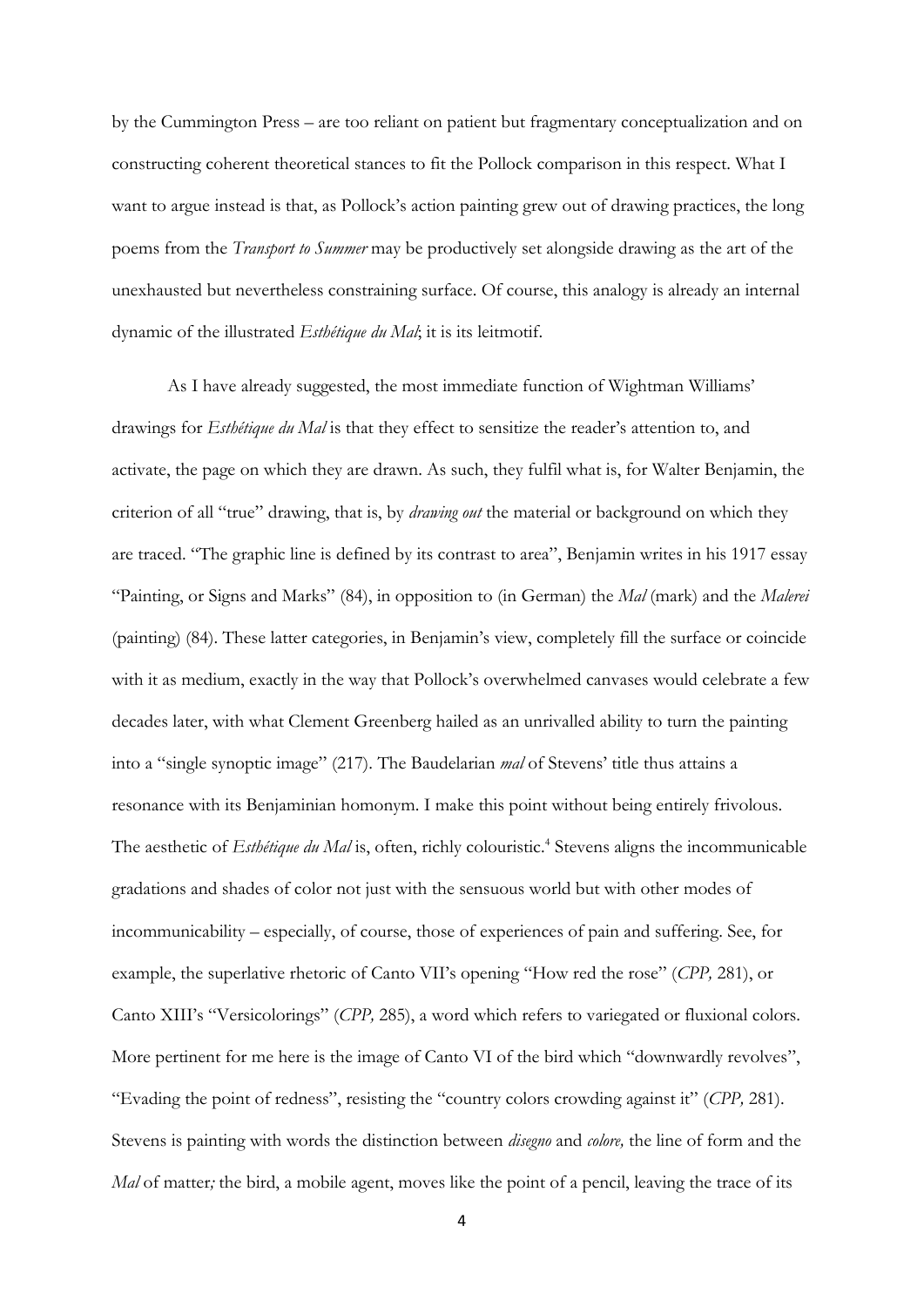by the Cummington Press – are too reliant on patient but fragmentary conceptualization and on constructing coherent theoretical stances to fit the Pollock comparison in this respect. What I want to argue instead is that, as Pollock's action painting grew out of drawing practices, the long poems from the *Transport to Summer* may be productively set alongside drawing as the art of the unexhausted but nevertheless constraining surface. Of course, this analogy is already an internal dynamic of the illustrated *Esthétique du Mal*; it is its leitmotif.

As I have already suggested, the most immediate function of Wightman Williams' drawings for *Esthétique du Mal* is that they effect to sensitize the reader's attention to, and activate, the page on which they are drawn. As such, they fulfil what is, for Walter Benjamin, the criterion of all "true" drawing, that is, by *drawing out* the material or background on which they are traced. "The graphic line is defined by its contrast to area", Benjamin writes in his 1917 essay "Painting, or Signs and Marks" (84), in opposition to (in German) the *Mal* (mark) and the *Malerei* (painting) (84). These latter categories, in Benjamin's view, completely fill the surface or coincide with it as medium, exactly in the way that Pollock's overwhelmed canvases would celebrate a few decades later, with what Clement Greenberg hailed as an unrivalled ability to turn the painting into a "single synoptic image" (217). The Baudelarian *mal* of Stevens' title thus attains a resonance with its Benjaminian homonym. I make this point without being entirely frivolous. The aesthetic of *Esthétique du Mal* is, often, richly colouristic.[4] Stevens aligns the incommunicable gradations and shades of color not just with the sensuous world but with other modes of incommunicability – especially, of course, those of experiences of pain and suffering. See, for example, the superlative rhetoric of Canto VII's opening "How red the rose" (*CPP,* 281), or Canto XIII's "Versicolorings" (*CPP,* 285), a word which refers to variegated or fluxional colors. More pertinent for me here is the image of Canto VI of the bird which "downwardly revolves", "Evading the point of redness", resisting the "country colors crowding against it" (*CPP,* 281). Stevens is painting with words the distinction between *disegno* and *colore,* the line of form and the *Mal* of matter*;* the bird, a mobile agent, moves like the point of a pencil, leaving the trace of its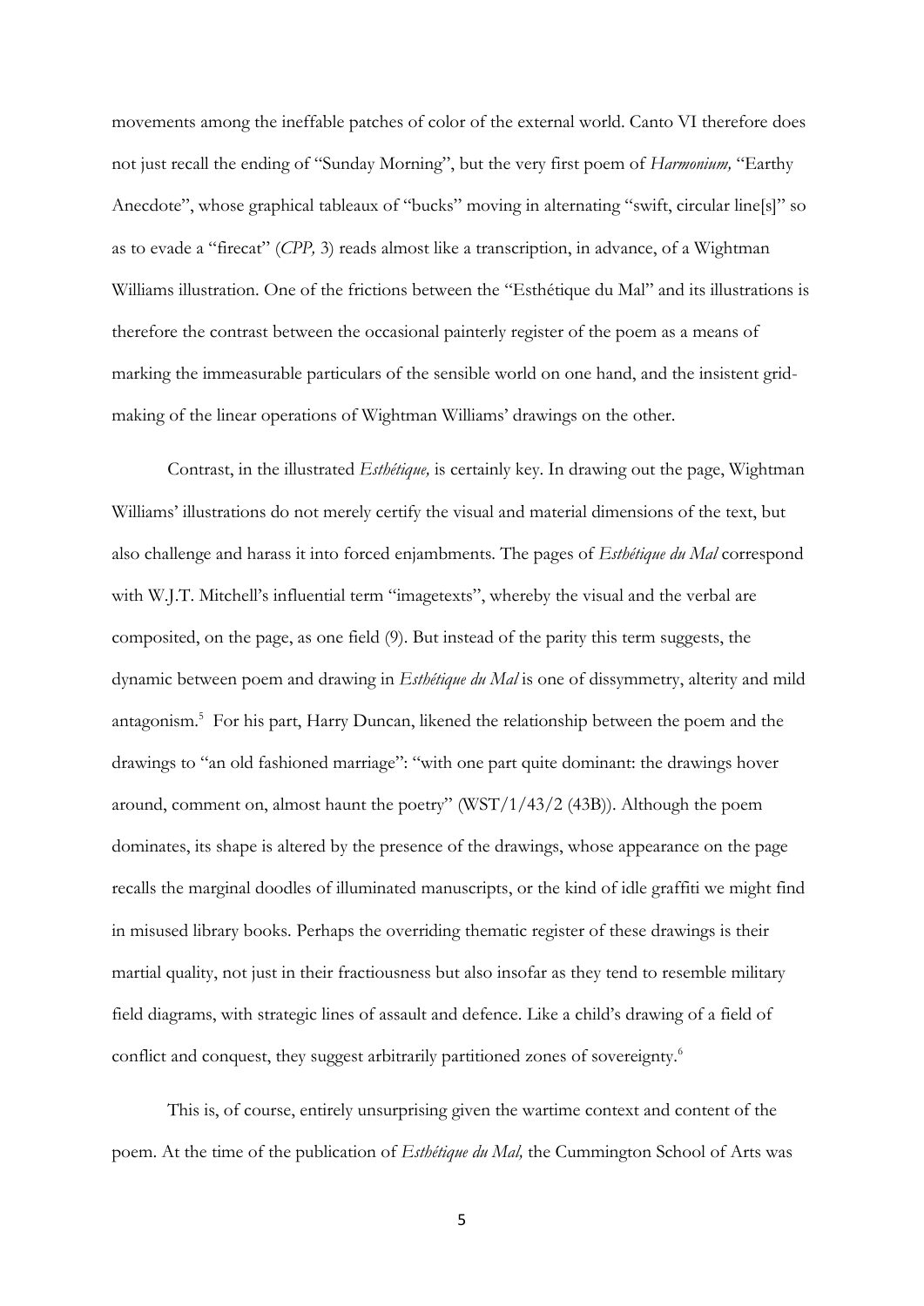movements among the ineffable patches of color of the external world. Canto VI therefore does not just recall the ending of "Sunday Morning", but the very first poem of *Harmonium,* "Earthy Anecdote", whose graphical tableaux of "bucks" moving in alternating "swift, circular line[s]" so as to evade a "firecat" (*CPP,* 3) reads almost like a transcription, in advance, of a Wightman Williams illustration. One of the frictions between the "Esthétique du Mal" and its illustrations is therefore the contrast between the occasional painterly register of the poem as a means of marking the immeasurable particulars of the sensible world on one hand, and the insistent grid-making of the linear operations of Wightman Williams' drawings on the other.

Contrast, in the illustrated *Esthétique,* is certainly key. In drawing out the page, Wightman Williams' illustrations do not merely certify the visual and material dimensions of the text, but also challenge and harass it into forced enjambments. The pages of *Esthétique du Mal* correspond with W.J.T. Mitchell's influential term "imagetexts", whereby the visual and the verbal are composited, on the page, as one field (9). But instead of the parity this term suggests, the dynamic between poem and drawing in *Esthétique du Mal* is one of dissymmetry, alterity and mild antagonism.[5] For his part, Harry Duncan, likened the relationship between the poem and the drawings to "an old fashioned marriage": "with one part quite dominant: the drawings hover around, comment on, almost haunt the poetry" (WST/1/43/2 (43B)). Although the poem dominates, its shape is altered by the presence of the drawings, whose appearance on the page recalls the marginal doodles of illuminated manuscripts, or the kind of idle graffiti we might find in misused library books. Perhaps the overriding thematic register of these drawings is their martial quality, not just in their fractiousness but also insofar as they tend to resemble military field diagrams, with strategic lines of assault and defence. Like a child's drawing of a field of conflict and conquest, they suggest arbitrarily partitioned zones of sovereignty.[6]

This is, of course, entirely unsurprising given the wartime context and content of the poem. At the time of the publication of *Esthétique du Mal,* the Cummington School of Arts was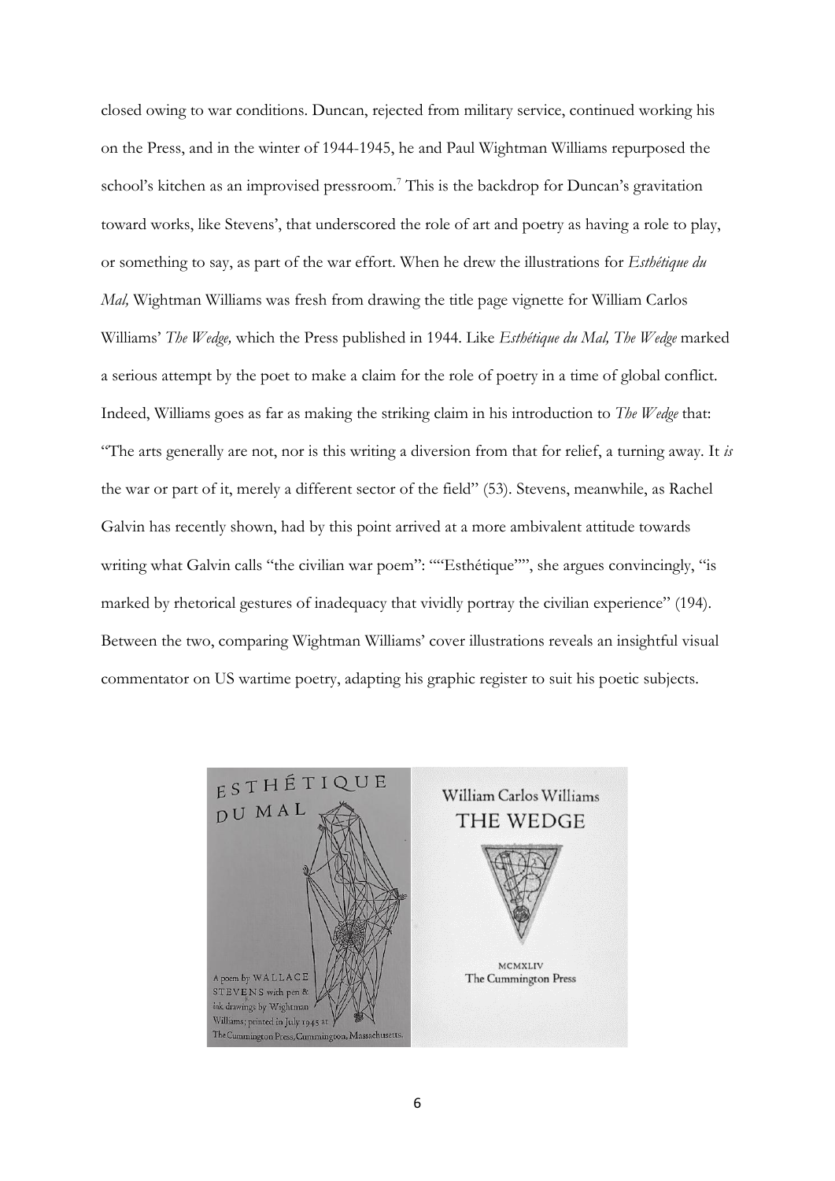closed owing to war conditions. Duncan, rejected from military service, continued working his on the Press, and in the winter of 1944-1945, he and Paul Wightman Williams repurposed the school's kitchen as an improvised pressroom.[7] This is the backdrop for Duncan's gravitation toward works, like Stevens', that underscored the role of art and poetry as having a role to play, or something to say, as part of the war effort. When he drew the illustrations for *Esthétique du Mal,* Wightman Williams was fresh from drawing the title page vignette for William Carlos Williams' *The Wedge,* which the Press published in 1944. Like *Esthétique du Mal, The Wedge* marked a serious attempt by the poet to make a claim for the role of poetry in a time of global conflict. Indeed, Williams goes as far as making the striking claim in his introduction to *The Wedge* that: "The arts generally are not, nor is this writing a diversion from that for relief, a turning away. It *is* the war or part of it, merely a different sector of the field" (53). Stevens, meanwhile, as Rachel Galvin has recently shown, had by this point arrived at a more ambivalent attitude towards writing what Galvin calls "the civilian war poem": ""Esthétique"", she argues convincingly, "is marked by rhetorical gestures of inadequacy that vividly portray the civilian experience" (194). Between the two, comparing Wightman Williams' cover illustrations reveals an insightful visual commentator on US wartime poetry, adapting his graphic register to suit his poetic subjects.

ESTHÉTIQUE DU MAL

A poem by WALLACE STEVENS with pen & ink drawings by Wightman Williams; printed in July 1945 at The Cummington Press, Cummington, Massachusetts.

William Carlos Williams
THE WEDGE

MCMXLIV
The Cummington Press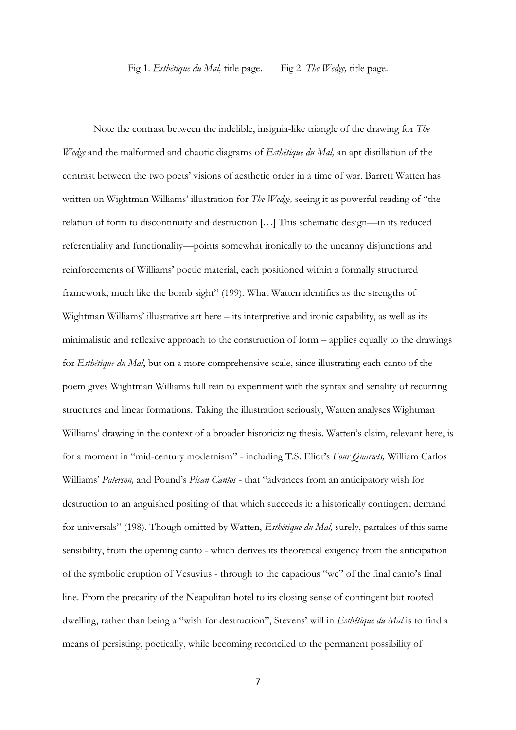Fig 1. *Esthétique du Mal,* title page. Fig 2. *The Wedge,* title page.

Note the contrast between the indelible, insignia-like triangle of the drawing for *The Wedge* and the malformed and chaotic diagrams of *Esthétique du Mal,* an apt distillation of the contrast between the two poets' visions of aesthetic order in a time of war. Barrett Watten has written on Wightman Williams' illustration for *The Wedge,* seeing it as powerful reading of "the relation of form to discontinuity and destruction […] This schematic design—in its reduced referentiality and functionality—points somewhat ironically to the uncanny disjunctions and reinforcements of Williams' poetic material, each positioned within a formally structured framework, much like the bomb sight" (199). What Watten identifies as the strengths of Wightman Williams' illustrative art here – its interpretive and ironic capability, as well as its minimalistic and reflexive approach to the construction of form – applies equally to the drawings for *Esthétique du Mal*, but on a more comprehensive scale, since illustrating each canto of the poem gives Wightman Williams full rein to experiment with the syntax and seriality of recurring structures and linear formations. Taking the illustration seriously, Watten analyses Wightman Williams' drawing in the context of a broader historicizing thesis. Watten's claim, relevant here, is for a moment in "mid-century modernism" - including T.S. Eliot's *Four Quartets,* William Carlos Williams' *Paterson,* and Pound's *Pisan Cantos* - that "advances from an anticipatory wish for destruction to an anguished positing of that which succeeds it: a historically contingent demand for universals" (198). Though omitted by Watten, *Esthétique du Mal,* surely, partakes of this same sensibility, from the opening canto - which derives its theoretical exigency from the anticipation of the symbolic eruption of Vesuvius - through to the capacious "we" of the final canto's final line. From the precarity of the Neapolitan hotel to its closing sense of contingent but rooted dwelling, rather than being a "wish for destruction", Stevens' will in *Esthétique du Mal* is to find a means of persisting, poetically, while becoming reconciled to the permanent possibility of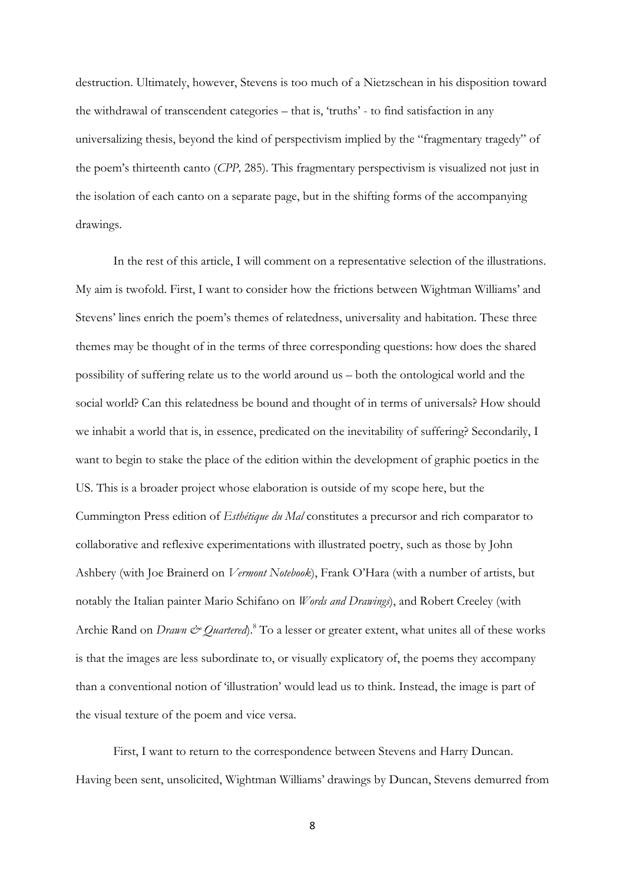destruction. Ultimately, however, Stevens is too much of a Nietzschean in his disposition toward the withdrawal of transcendent categories – that is, 'truths' - to find satisfaction in any universalizing thesis, beyond the kind of perspectivism implied by the "fragmentary tragedy" of the poem's thirteenth canto (*CPP,* 285). This fragmentary perspectivism is visualized not just in the isolation of each canto on a separate page, but in the shifting forms of the accompanying drawings.

In the rest of this article, I will comment on a representative selection of the illustrations. My aim is twofold. First, I want to consider how the frictions between Wightman Williams' and Stevens' lines enrich the poem's themes of relatedness, universality and habitation. These three themes may be thought of in the terms of three corresponding questions: how does the shared possibility of suffering relate us to the world around us – both the ontological world and the social world? Can this relatedness be bound and thought of in terms of universals? How should we inhabit a world that is, in essence, predicated on the inevitability of suffering? Secondarily, I want to begin to stake the place of the edition within the development of graphic poetics in the US. This is a broader project whose elaboration is outside of my scope here, but the Cummington Press edition of *Esthétique du Mal* constitutes a precursor and rich comparator to collaborative and reflexive experimentations with illustrated poetry, such as those by John Ashbery (with Joe Brainerd on *Vermont Notebook*), Frank O'Hara (with a number of artists, but notably the Italian painter Mario Schifano on *Words and Drawings*), and Robert Creeley (with Archie Rand on *Drawn & Quartered*).[8] To a lesser or greater extent, what unites all of these works is that the images are less subordinate to, or visually explicatory of, the poems they accompany than a conventional notion of 'illustration' would lead us to think. Instead, the image is part of the visual texture of the poem and vice versa.

First, I want to return to the correspondence between Stevens and Harry Duncan. Having been sent, unsolicited, Wightman Williams' drawings by Duncan, Stevens demurred from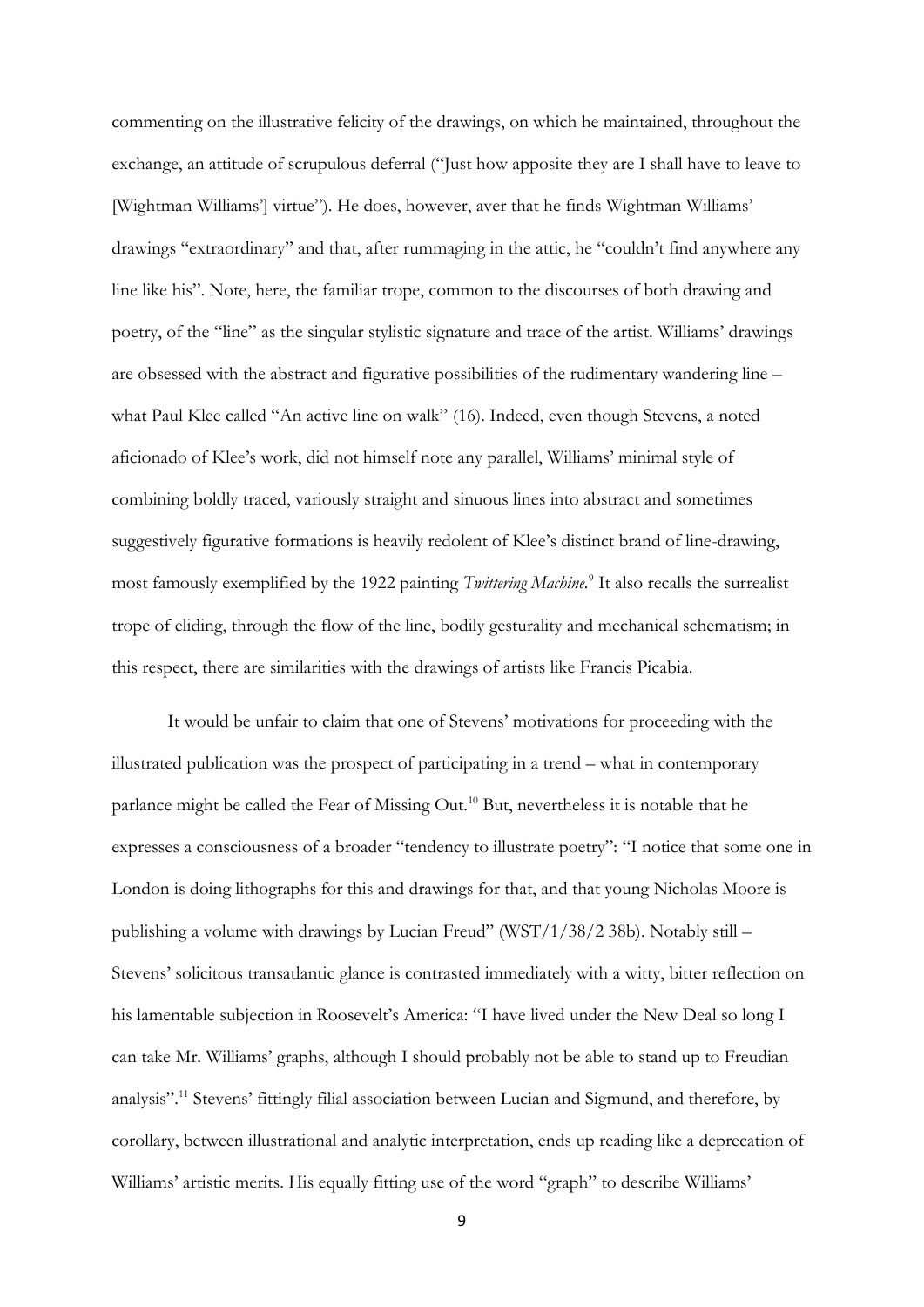commenting on the illustrative felicity of the drawings, on which he maintained, throughout the exchange, an attitude of scrupulous deferral ("Just how apposite they are I shall have to leave to [Wightman Williams'] virtue"). He does, however, aver that he finds Wightman Williams' drawings "extraordinary" and that, after rummaging in the attic, he "couldn't find anywhere any line like his". Note, here, the familiar trope, common to the discourses of both drawing and poetry, of the "line" as the singular stylistic signature and trace of the artist. Williams' drawings are obsessed with the abstract and figurative possibilities of the rudimentary wandering line – what Paul Klee called "An active line on walk" (16). Indeed, even though Stevens, a noted aficionado of Klee's work, did not himself note any parallel, Williams' minimal style of combining boldly traced, variously straight and sinuous lines into abstract and sometimes suggestively figurative formations is heavily redolent of Klee's distinct brand of line-drawing, most famously exemplified by the 1922 painting *Twittering Machine*.[9] It also recalls the surrealist trope of eliding, through the flow of the line, bodily gesturality and mechanical schematism; in this respect, there are similarities with the drawings of artists like Francis Picabia.

It would be unfair to claim that one of Stevens' motivations for proceeding with the illustrated publication was the prospect of participating in a trend – what in contemporary parlance might be called the Fear of Missing Out.[10] But, nevertheless it is notable that he expresses a consciousness of a broader "tendency to illustrate poetry": "I notice that some one in London is doing lithographs for this and drawings for that, and that young Nicholas Moore is publishing a volume with drawings by Lucian Freud" (WST/1/38/2 38b). Notably still – Stevens' solicitous transatlantic glance is contrasted immediately with a witty, bitter reflection on his lamentable subjection in Roosevelt's America: "I have lived under the New Deal so long I can take Mr. Williams' graphs, although I should probably not be able to stand up to Freudian analysis".[11] Stevens' fittingly filial association between Lucian and Sigmund, and therefore, by corollary, between illustrational and analytic interpretation, ends up reading like a deprecation of Williams' artistic merits. His equally fitting use of the word "graph" to describe Williams'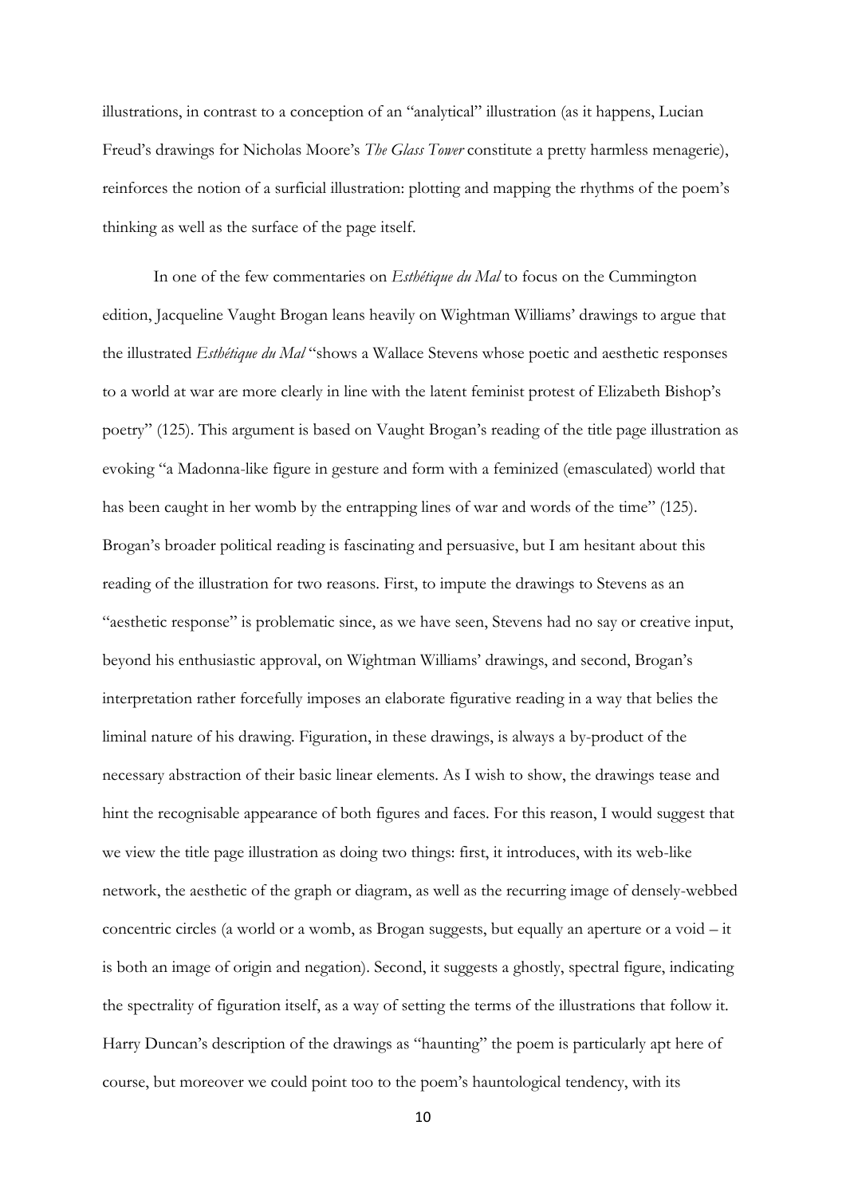illustrations, in contrast to a conception of an "analytical" illustration (as it happens, Lucian Freud's drawings for Nicholas Moore's *The Glass Tower* constitute a pretty harmless menagerie), reinforces the notion of a surficial illustration: plotting and mapping the rhythms of the poem's thinking as well as the surface of the page itself.

In one of the few commentaries on *Esthétique du Mal* to focus on the Cummington edition, Jacqueline Vaught Brogan leans heavily on Wightman Williams' drawings to argue that the illustrated *Esthétique du Mal* "shows a Wallace Stevens whose poetic and aesthetic responses to a world at war are more clearly in line with the latent feminist protest of Elizabeth Bishop's poetry" (125). This argument is based on Vaught Brogan's reading of the title page illustration as evoking "a Madonna-like figure in gesture and form with a feminized (emasculated) world that has been caught in her womb by the entrapping lines of war and words of the time" (125). Brogan's broader political reading is fascinating and persuasive, but I am hesitant about this reading of the illustration for two reasons. First, to impute the drawings to Stevens as an "aesthetic response" is problematic since, as we have seen, Stevens had no say or creative input, beyond his enthusiastic approval, on Wightman Williams' drawings, and second, Brogan's interpretation rather forcefully imposes an elaborate figurative reading in a way that belies the liminal nature of his drawing. Figuration, in these drawings, is always a by-product of the necessary abstraction of their basic linear elements. As I wish to show, the drawings tease and hint the recognisable appearance of both figures and faces. For this reason, I would suggest that we view the title page illustration as doing two things: first, it introduces, with its web-like network, the aesthetic of the graph or diagram, as well as the recurring image of densely-webbed concentric circles (a world or a womb, as Brogan suggests, but equally an aperture or a void – it is both an image of origin and negation). Second, it suggests a ghostly, spectral figure, indicating the spectrality of figuration itself, as a way of setting the terms of the illustrations that follow it. Harry Duncan's description of the drawings as "haunting" the poem is particularly apt here of course, but moreover we could point too to the poem's hauntological tendency, with its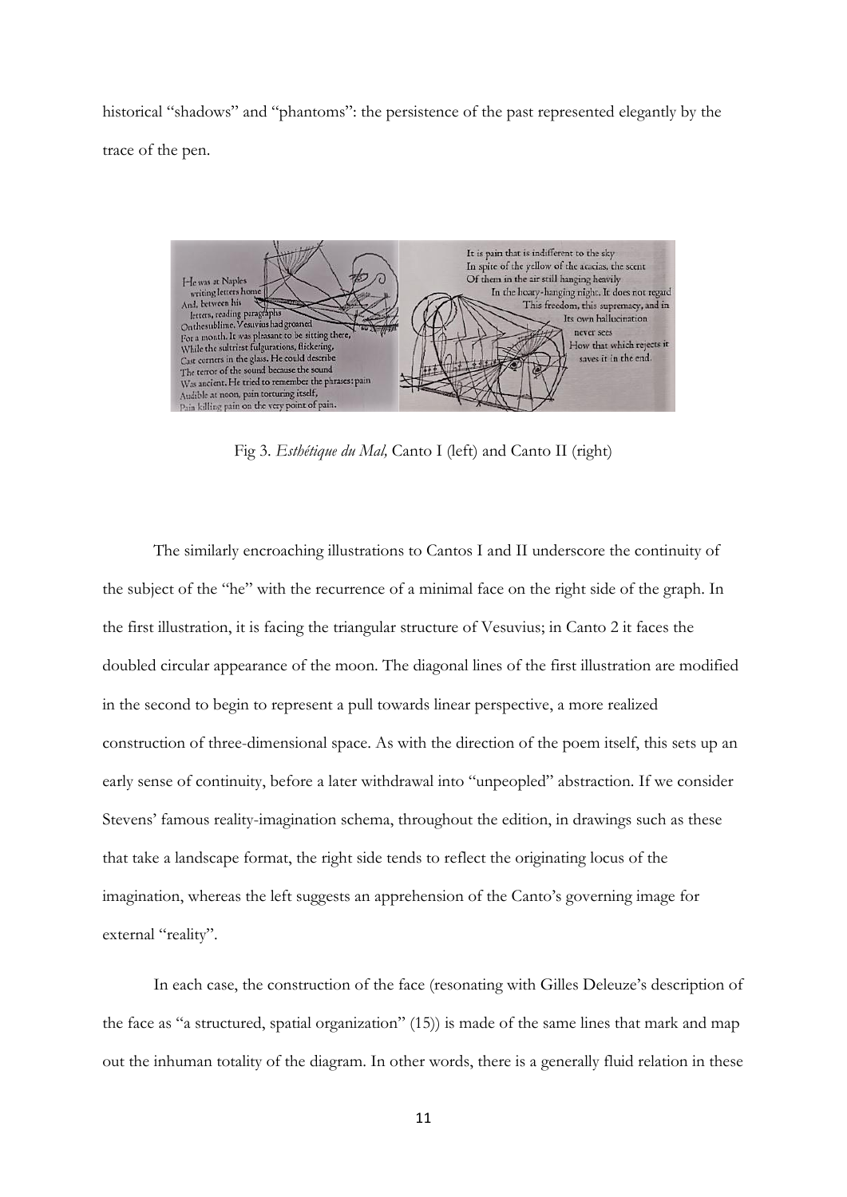historical "shadows" and "phantoms": the persistence of the past represented elegantly by the trace of the pen.

Fig 3. *Esthétique du Mal,* Canto I (left) and Canto II (right)

The similarly encroaching illustrations to Cantos I and II underscore the continuity of the subject of the "he" with the recurrence of a minimal face on the right side of the graph. In the first illustration, it is facing the triangular structure of Vesuvius; in Canto 2 it faces the doubled circular appearance of the moon. The diagonal lines of the first illustration are modified in the second to begin to represent a pull towards linear perspective, a more realized construction of three-dimensional space. As with the direction of the poem itself, this sets up an early sense of continuity, before a later withdrawal into "unpeopled" abstraction. If we consider Stevens' famous reality-imagination schema, throughout the edition, in drawings such as these that take a landscape format, the right side tends to reflect the originating locus of the imagination, whereas the left suggests an apprehension of the Canto's governing image for external "reality".

In each case, the construction of the face (resonating with Gilles Deleuze's description of the face as "a structured, spatial organization" (15)) is made of the same lines that mark and map out the inhuman totality of the diagram. In other words, there is a generally fluid relation in these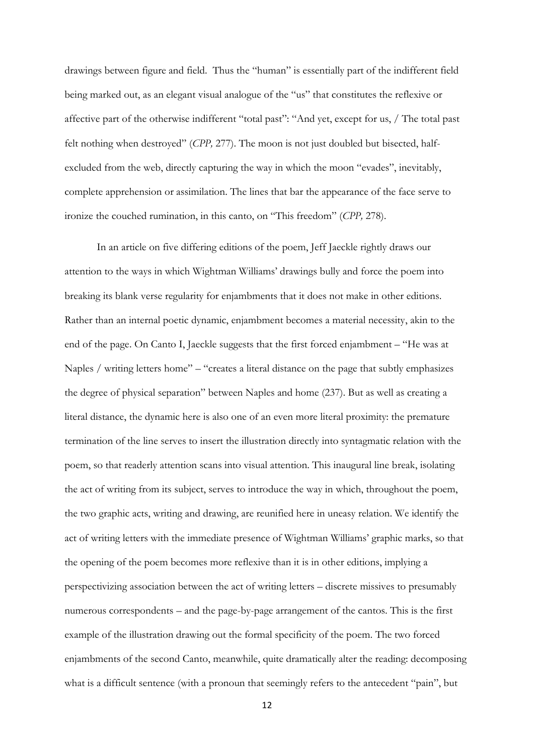drawings between figure and field. Thus the "human" is essentially part of the indifferent field being marked out, as an elegant visual analogue of the "us" that constitutes the reflexive or affective part of the otherwise indifferent "total past": "And yet, except for us, / The total past felt nothing when destroyed" (*CPP,* 277). The moon is not just doubled but bisected, half-excluded from the web, directly capturing the way in which the moon "evades", inevitably, complete apprehension or assimilation. The lines that bar the appearance of the face serve to ironize the couched rumination, in this canto, on "This freedom" (*CPP,* 278).

In an article on five differing editions of the poem, Jeff Jaeckle rightly draws our attention to the ways in which Wightman Williams' drawings bully and force the poem into breaking its blank verse regularity for enjambments that it does not make in other editions. Rather than an internal poetic dynamic, enjambment becomes a material necessity, akin to the end of the page. On Canto I, Jaeckle suggests that the first forced enjambment – "He was at Naples / writing letters home" – "creates a literal distance on the page that subtly emphasizes the degree of physical separation" between Naples and home (237). But as well as creating a literal distance, the dynamic here is also one of an even more literal proximity: the premature termination of the line serves to insert the illustration directly into syntagmatic relation with the poem, so that readerly attention scans into visual attention. This inaugural line break, isolating the act of writing from its subject, serves to introduce the way in which, throughout the poem, the two graphic acts, writing and drawing, are reunified here in uneasy relation. We identify the act of writing letters with the immediate presence of Wightman Williams' graphic marks, so that the opening of the poem becomes more reflexive than it is in other editions, implying a perspectivizing association between the act of writing letters – discrete missives to presumably numerous correspondents – and the page-by-page arrangement of the cantos. This is the first example of the illustration drawing out the formal specificity of the poem. The two forced enjambments of the second Canto, meanwhile, quite dramatically alter the reading: decomposing what is a difficult sentence (with a pronoun that seemingly refers to the antecedent "pain", but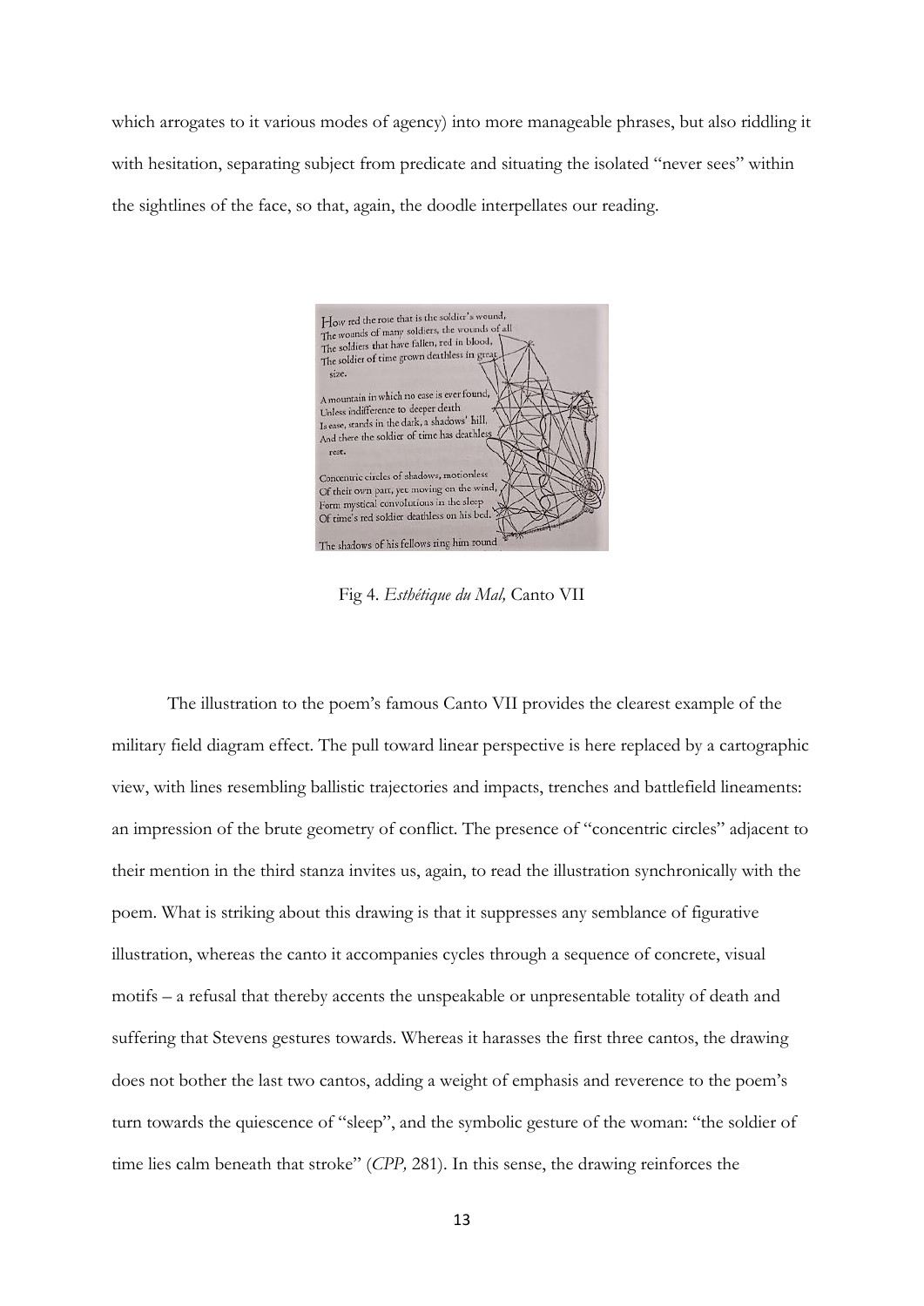which arrogates to it various modes of agency) into more manageable phrases, but also riddling it with hesitation, separating subject from predicate and situating the isolated "never sees" within the sightlines of the face, so that, again, the doodle interpellates our reading.

Fig 4. *Esthétique du Mal,* Canto VII

The illustration to the poem's famous Canto VII provides the clearest example of the military field diagram effect. The pull toward linear perspective is here replaced by a cartographic view, with lines resembling ballistic trajectories and impacts, trenches and battlefield lineaments: an impression of the brute geometry of conflict. The presence of "concentric circles" adjacent to their mention in the third stanza invites us, again, to read the illustration synchronically with the poem. What is striking about this drawing is that it suppresses any semblance of figurative illustration, whereas the canto it accompanies cycles through a sequence of concrete, visual motifs – a refusal that thereby accents the unspeakable or unpresentable totality of death and suffering that Stevens gestures towards. Whereas it harasses the first three cantos, the drawing does not bother the last two cantos, adding a weight of emphasis and reverence to the poem's turn towards the quiescence of "sleep", and the symbolic gesture of the woman: "the soldier of time lies calm beneath that stroke" (*CPP,* 281). In this sense, the drawing reinforces the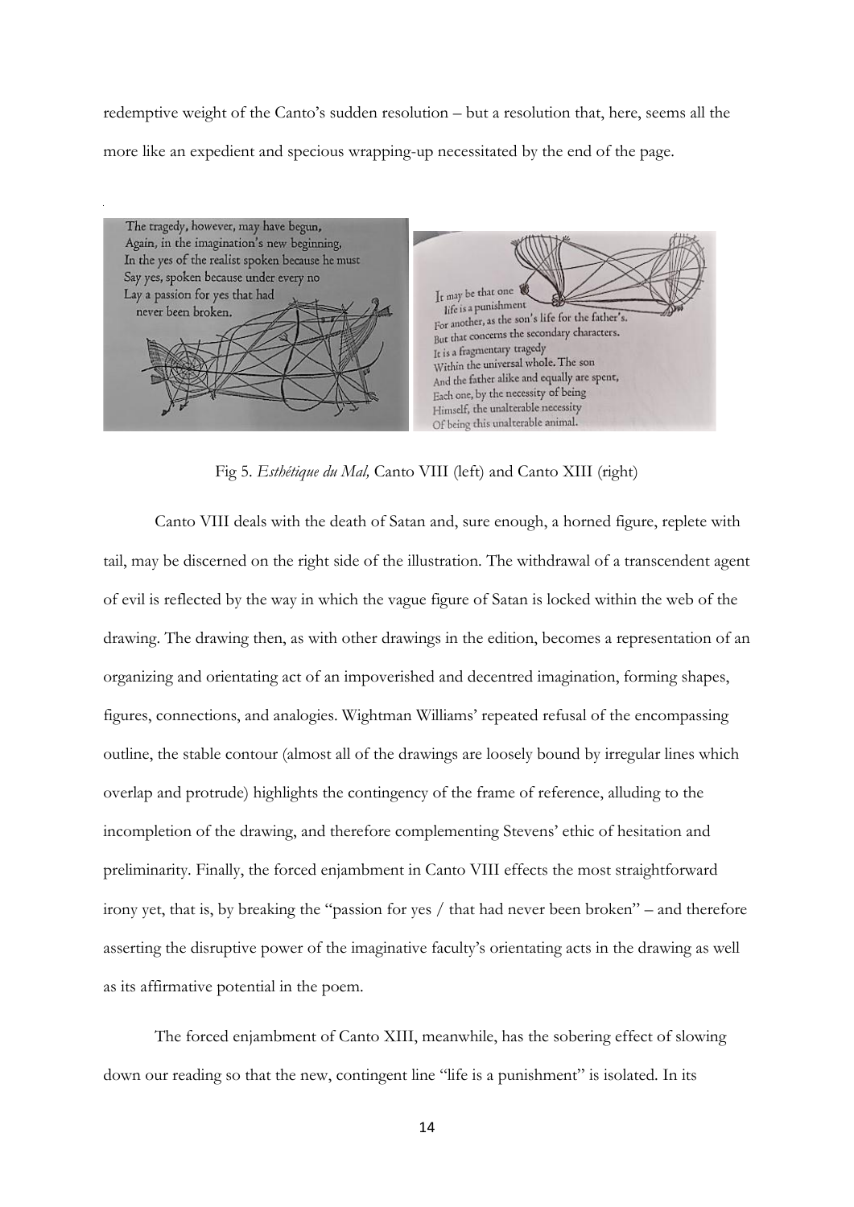redemptive weight of the Canto's sudden resolution – but a resolution that, here, seems all the more like an expedient and specious wrapping-up necessitated by the end of the page.

Fig 5. *Esthétique du Mal,* Canto VIII (left) and Canto XIII (right)

Canto VIII deals with the death of Satan and, sure enough, a horned figure, replete with tail, may be discerned on the right side of the illustration. The withdrawal of a transcendent agent of evil is reflected by the way in which the vague figure of Satan is locked within the web of the drawing. The drawing then, as with other drawings in the edition, becomes a representation of an organizing and orientating act of an impoverished and decentred imagination, forming shapes, figures, connections, and analogies. Wightman Williams' repeated refusal of the encompassing outline, the stable contour (almost all of the drawings are loosely bound by irregular lines which overlap and protrude) highlights the contingency of the frame of reference, alluding to the incompletion of the drawing, and therefore complementing Stevens' ethic of hesitation and preliminarity. Finally, the forced enjambment in Canto VIII effects the most straightforward irony yet, that is, by breaking the "passion for yes / that had never been broken" – and therefore asserting the disruptive power of the imaginative faculty's orientating acts in the drawing as well as its affirmative potential in the poem.

The forced enjambment of Canto XIII, meanwhile, has the sobering effect of slowing down our reading so that the new, contingent line "life is a punishment" is isolated. In its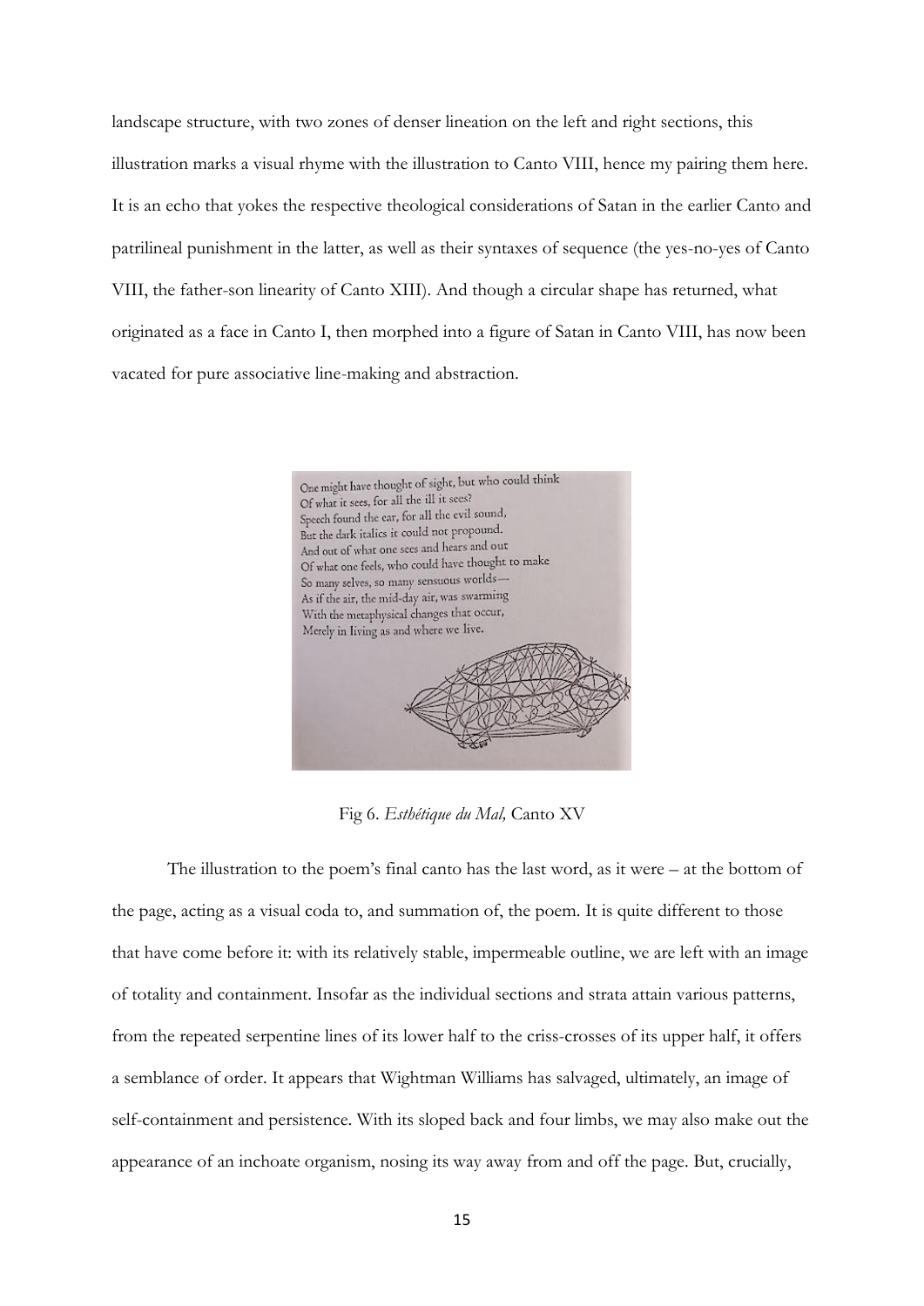landscape structure, with two zones of denser lineation on the left and right sections, this illustration marks a visual rhyme with the illustration to Canto VIII, hence my pairing them here. It is an echo that yokes the respective theological considerations of Satan in the earlier Canto and patrilineal punishment in the latter, as well as their syntaxes of sequence (the yes-no-yes of Canto VIII, the father-son linearity of Canto XIII). And though a circular shape has returned, what originated as a face in Canto I, then morphed into a figure of Satan in Canto VIII, has now been vacated for pure associative line-making and abstraction.

> One might have thought of sight, but who could think
> Of what it sees, for all the ill it sees?
> Speech found the ear, for all the evil sound,
> But the dark italics it could not propound.
> And out of what one sees and hears and out
> Of what one feels, who could have thought to make
> So many selves, so many sensuous worlds—
> As if the air, the mid-day air, was swarming
> With the metaphysical changes that occur,
> Merely in living as and where we live.

Fig 6. *Esthétique du Mal,* Canto XV

The illustration to the poem's final canto has the last word, as it were – at the bottom of the page, acting as a visual coda to, and summation of, the poem. It is quite different to those that have come before it: with its relatively stable, impermeable outline, we are left with an image of totality and containment. Insofar as the individual sections and strata attain various patterns, from the repeated serpentine lines of its lower half to the criss-crosses of its upper half, it offers a semblance of order. It appears that Wightman Williams has salvaged, ultimately, an image of self-containment and persistence. With its sloped back and four limbs, we may also make out the appearance of an inchoate organism, nosing its way away from and off the page. But, crucially,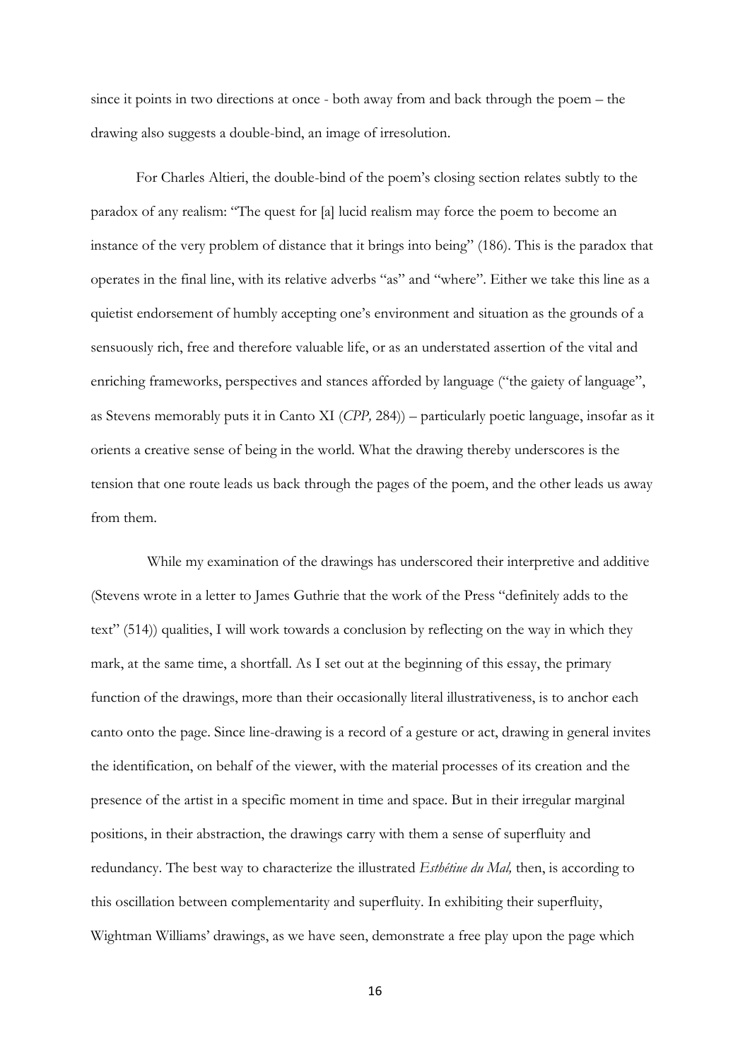since it points in two directions at once - both away from and back through the poem – the drawing also suggests a double-bind, an image of irresolution.

For Charles Altieri, the double-bind of the poem's closing section relates subtly to the paradox of any realism: "The quest for [a] lucid realism may force the poem to become an instance of the very problem of distance that it brings into being" (186). This is the paradox that operates in the final line, with its relative adverbs "as" and "where". Either we take this line as a quietist endorsement of humbly accepting one's environment and situation as the grounds of a sensuously rich, free and therefore valuable life, or as an understated assertion of the vital and enriching frameworks, perspectives and stances afforded by language ("the gaiety of language", as Stevens memorably puts it in Canto XI (*CPP,* 284)) – particularly poetic language, insofar as it orients a creative sense of being in the world. What the drawing thereby underscores is the tension that one route leads us back through the pages of the poem, and the other leads us away from them.

While my examination of the drawings has underscored their interpretive and additive (Stevens wrote in a letter to James Guthrie that the work of the Press "definitely adds to the text" (514)) qualities, I will work towards a conclusion by reflecting on the way in which they mark, at the same time, a shortfall. As I set out at the beginning of this essay, the primary function of the drawings, more than their occasionally literal illustrativeness, is to anchor each canto onto the page. Since line-drawing is a record of a gesture or act, drawing in general invites the identification, on behalf of the viewer, with the material processes of its creation and the presence of the artist in a specific moment in time and space. But in their irregular marginal positions, in their abstraction, the drawings carry with them a sense of superfluity and redundancy. The best way to characterize the illustrated *Esthétiue du Mal,* then, is according to this oscillation between complementarity and superfluity. In exhibiting their superfluity, Wightman Williams' drawings, as we have seen, demonstrate a free play upon the page which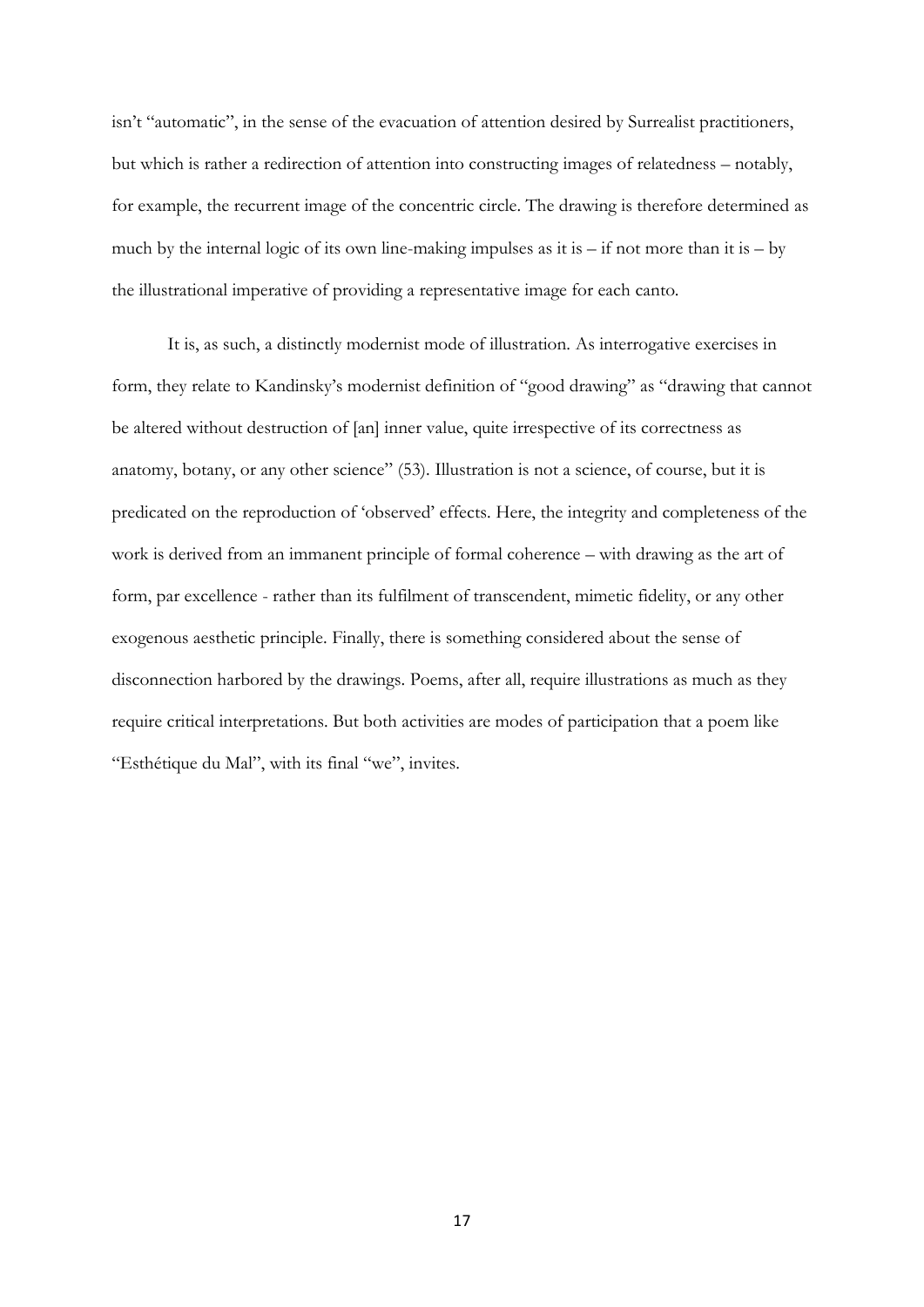isn't "automatic", in the sense of the evacuation of attention desired by Surrealist practitioners, but which is rather a redirection of attention into constructing images of relatedness – notably, for example, the recurrent image of the concentric circle. The drawing is therefore determined as much by the internal logic of its own line-making impulses as it is – if not more than it is – by the illustrational imperative of providing a representative image for each canto.

It is, as such, a distinctly modernist mode of illustration. As interrogative exercises in form, they relate to Kandinsky's modernist definition of "good drawing" as "drawing that cannot be altered without destruction of [an] inner value, quite irrespective of its correctness as anatomy, botany, or any other science" (53). Illustration is not a science, of course, but it is predicated on the reproduction of 'observed' effects. Here, the integrity and completeness of the work is derived from an immanent principle of formal coherence – with drawing as the art of form, par excellence - rather than its fulfilment of transcendent, mimetic fidelity, or any other exogenous aesthetic principle. Finally, there is something considered about the sense of disconnection harbored by the drawings. Poems, after all, require illustrations as much as they require critical interpretations. But both activities are modes of participation that a poem like "Esthétique du Mal", with its final "we", invites.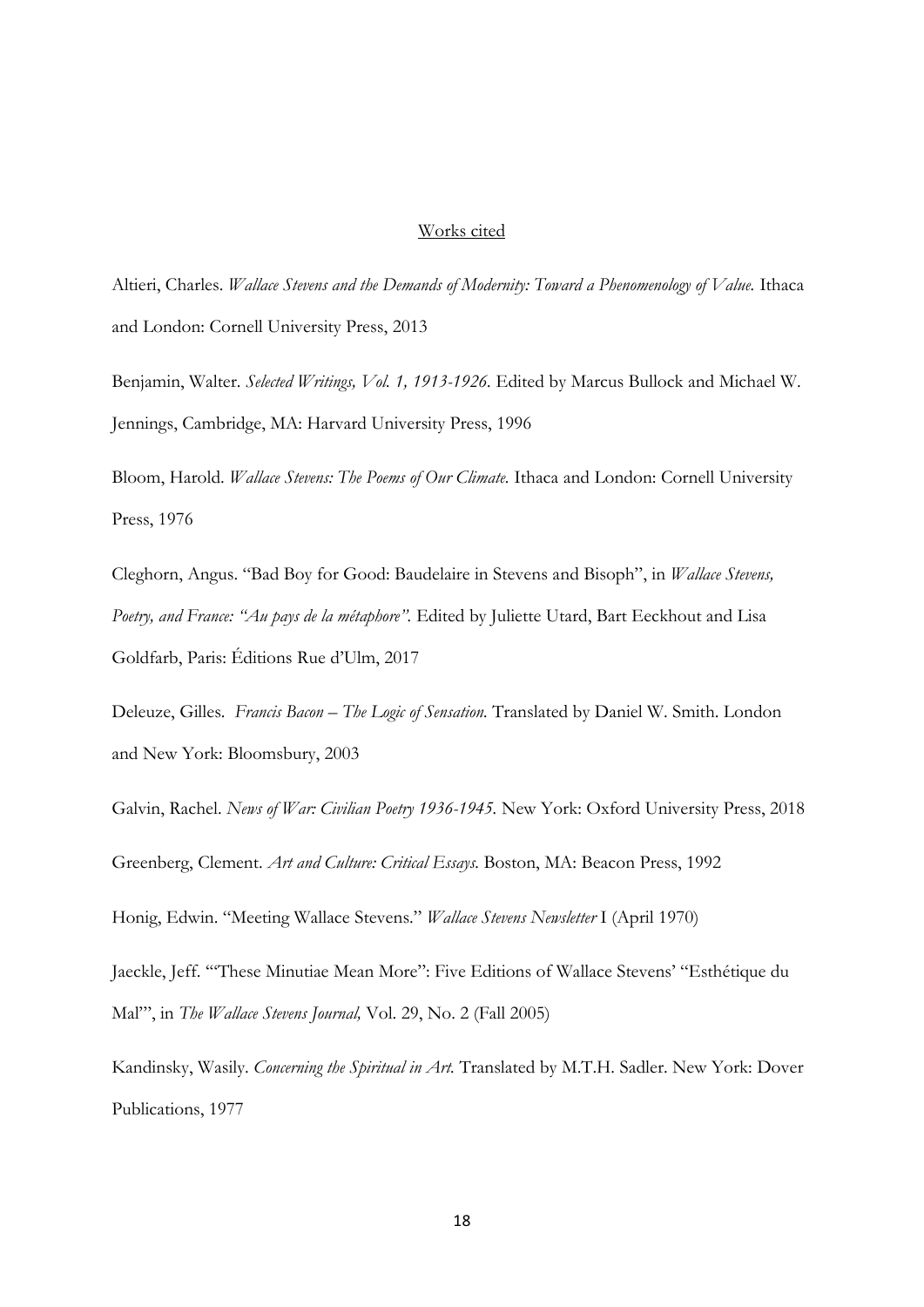Works cited

Altieri, Charles. *Wallace Stevens and the Demands of Modernity: Toward a Phenomenology of Value.* Ithaca and London: Cornell University Press, 2013

Benjamin, Walter. *Selected Writings, Vol. 1, 1913-1926.* Edited by Marcus Bullock and Michael W. Jennings, Cambridge, MA: Harvard University Press, 1996

Bloom, Harold. *Wallace Stevens: The Poems of Our Climate.* Ithaca and London: Cornell University Press, 1976

Cleghorn, Angus. "Bad Boy for Good: Baudelaire in Stevens and Bisoph", in *Wallace Stevens, Poetry, and France: "Au pays de la métaphore".* Edited by Juliette Utard, Bart Eeckhout and Lisa Goldfarb, Paris: Éditions Rue d'Ulm, 2017

Deleuze, Gilles. *Francis Bacon – The Logic of Sensation.* Translated by Daniel W. Smith. London and New York: Bloomsbury, 2003

Galvin, Rachel. *News of War: Civilian Poetry 1936-1945.* New York: Oxford University Press, 2018

Greenberg, Clement. *Art and Culture: Critical Essays.* Boston, MA: Beacon Press, 1992

Honig, Edwin. "Meeting Wallace Stevens." *Wallace Stevens Newsletter* I (April 1970)

Jaeckle, Jeff. "'These Minutiae Mean More": Five Editions of Wallace Stevens' "Esthétique du Mal'", in *The Wallace Stevens Journal,* Vol. 29, No. 2 (Fall 2005)

Kandinsky, Wasily. *Concerning the Spiritual in Art.* Translated by M.T.H. Sadler. New York: Dover Publications, 1977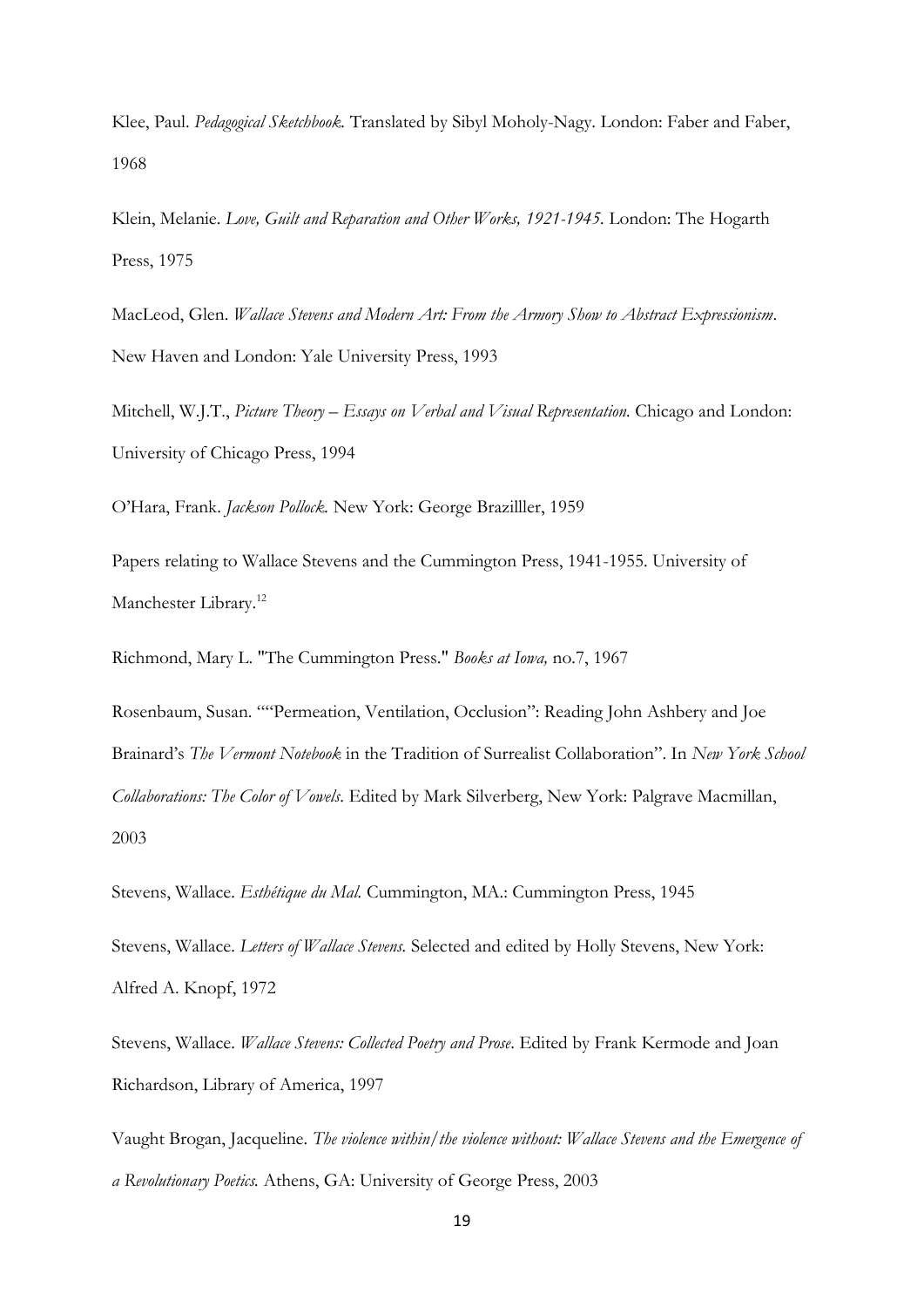Klee, Paul. *Pedagogical Sketchbook.* Translated by Sibyl Moholy-Nagy. London: Faber and Faber, 1968

Klein, Melanie. *Love, Guilt and Reparation and Other Works, 1921-1945.* London: The Hogarth Press, 1975

MacLeod, Glen. *Wallace Stevens and Modern Art: From the Armory Show to Abstract Expressionism*. New Haven and London: Yale University Press, 1993

Mitchell, W.J.T., *Picture Theory – Essays on Verbal and Visual Representation.* Chicago and London: University of Chicago Press, 1994

O'Hara, Frank. *Jackson Pollock.* New York: George Brazilller, 1959

Papers relating to Wallace Stevens and the Cummington Press, 1941-1955. University of Manchester Library.[12]

Richmond, Mary L. "The Cummington Press." *Books at Iowa,* no.7, 1967

Rosenbaum, Susan. ""Permeation, Ventilation, Occlusion": Reading John Ashbery and Joe Brainard's *The Vermont Notebook* in the Tradition of Surrealist Collaboration". In *New York School Collaborations: The Color of Vowels.* Edited by Mark Silverberg, New York: Palgrave Macmillan, 2003

Stevens, Wallace. *Esthétique du Mal.* Cummington, MA.: Cummington Press, 1945

Stevens, Wallace. *Letters of Wallace Stevens.* Selected and edited by Holly Stevens, New York: Alfred A. Knopf, 1972

Stevens, Wallace. *Wallace Stevens: Collected Poetry and Prose.* Edited by Frank Kermode and Joan Richardson, Library of America, 1997

Vaught Brogan, Jacqueline. *The violence within/the violence without: Wallace Stevens and the Emergence of a Revolutionary Poetics.* Athens, GA: University of George Press, 2003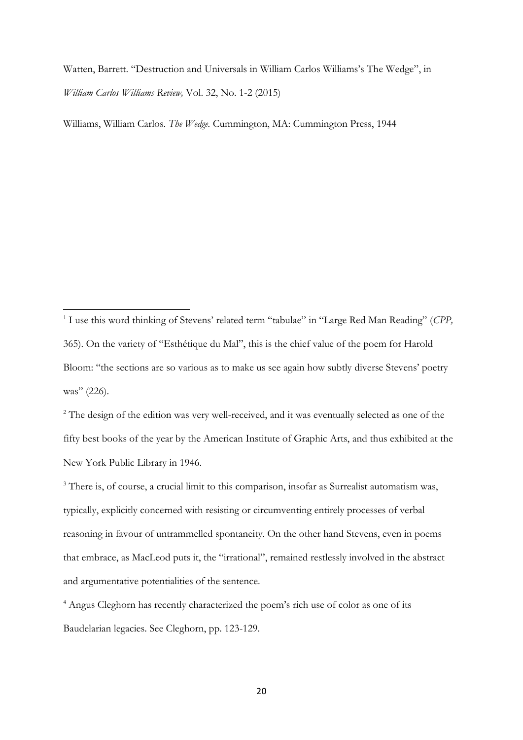Watten, Barrett. "Destruction and Universals in William Carlos Williams's The Wedge", in *William Carlos Williams Review,* Vol. 32, No. 1-2 (2015)

Williams, William Carlos. *The Wedge.* Cummington, MA: Cummington Press, 1944

---

[1] I use this word thinking of Stevens' related term "tabulae" in "Large Red Man Reading" (*CPP,* 365). On the variety of "Esthétique du Mal", this is the chief value of the poem for Harold Bloom: "the sections are so various as to make us see again how subtly diverse Stevens' poetry was" (226).

[2] The design of the edition was very well-received, and it was eventually selected as one of the fifty best books of the year by the American Institute of Graphic Arts, and thus exhibited at the New York Public Library in 1946.

[3] There is, of course, a crucial limit to this comparison, insofar as Surrealist automatism was, typically, explicitly concerned with resisting or circumventing entirely processes of verbal reasoning in favour of untrammelled spontaneity. On the other hand Stevens, even in poems that embrace, as MacLeod puts it, the "irrational", remained restlessly involved in the abstract and argumentative potentialities of the sentence.

[4] Angus Cleghorn has recently characterized the poem's rich use of color as one of its Baudelarian legacies. See Cleghorn, pp. 123-129.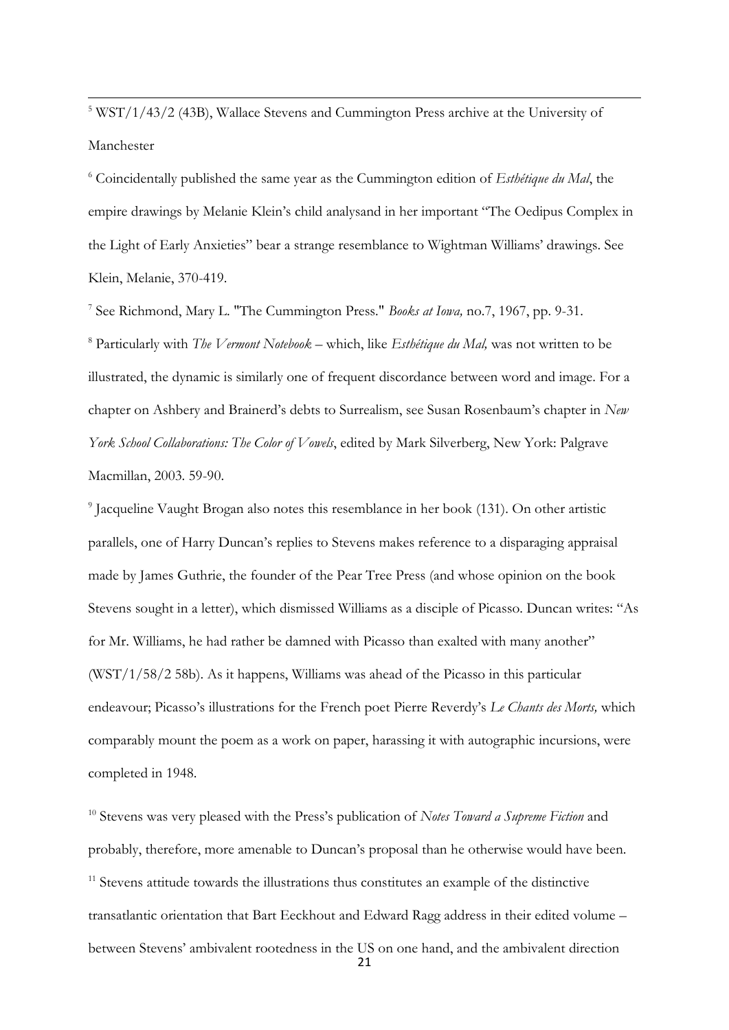[5] WST/1/43/2 (43B), Wallace Stevens and Cummington Press archive at the University of Manchester

[6] Coincidentally published the same year as the Cummington edition of *Esthétique du Mal*, the empire drawings by Melanie Klein's child analysand in her important "The Oedipus Complex in the Light of Early Anxieties" bear a strange resemblance to Wightman Williams' drawings. See Klein, Melanie, 370-419.

[7] See Richmond, Mary L. "The Cummington Press." *Books at Iowa,* no.7, 1967, pp. 9-31.

[8] Particularly with *The Vermont Notebook* – which, like *Esthétique du Mal,* was not written to be illustrated, the dynamic is similarly one of frequent discordance between word and image. For a chapter on Ashbery and Brainerd's debts to Surrealism, see Susan Rosenbaum's chapter in *New York School Collaborations: The Color of Vowels*, edited by Mark Silverberg, New York: Palgrave Macmillan, 2003. 59-90.

[9] Jacqueline Vaught Brogan also notes this resemblance in her book (131). On other artistic parallels, one of Harry Duncan's replies to Stevens makes reference to a disparaging appraisal made by James Guthrie, the founder of the Pear Tree Press (and whose opinion on the book Stevens sought in a letter), which dismissed Williams as a disciple of Picasso. Duncan writes: "As for Mr. Williams, he had rather be damned with Picasso than exalted with many another" (WST/1/58/2 58b). As it happens, Williams was ahead of the Picasso in this particular endeavour; Picasso's illustrations for the French poet Pierre Reverdy's *Le Chants des Morts,* which comparably mount the poem as a work on paper, harassing it with autographic incursions, were completed in 1948.

[10] Stevens was very pleased with the Press's publication of *Notes Toward a Supreme Fiction* and probably, therefore, more amenable to Duncan's proposal than he otherwise would have been.

[11] Stevens attitude towards the illustrations thus constitutes an example of the distinctive transatlantic orientation that Bart Eeckhout and Edward Ragg address in their edited volume – between Stevens' ambivalent rootedness in the US on one hand, and the ambivalent direction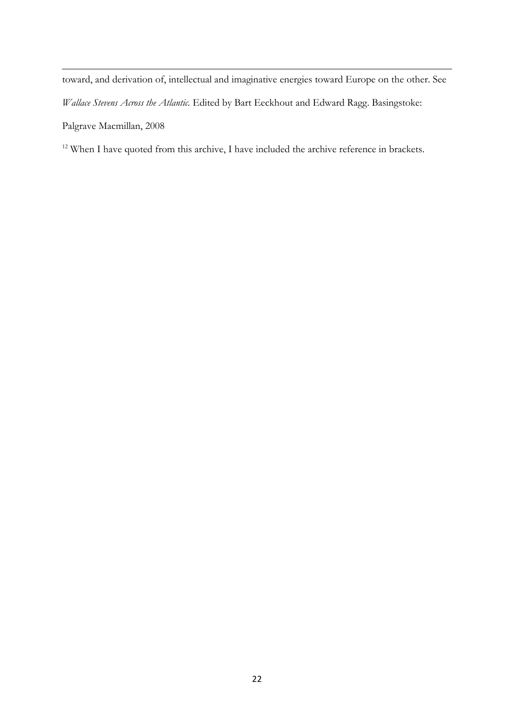toward, and derivation of, intellectual and imaginative energies toward Europe on the other. See *Wallace Stevens Across the Atlantic.* Edited by Bart Eeckhout and Edward Ragg. Basingstoke: Palgrave Macmillan, 2008

[12] When I have quoted from this archive, I have included the archive reference in brackets.